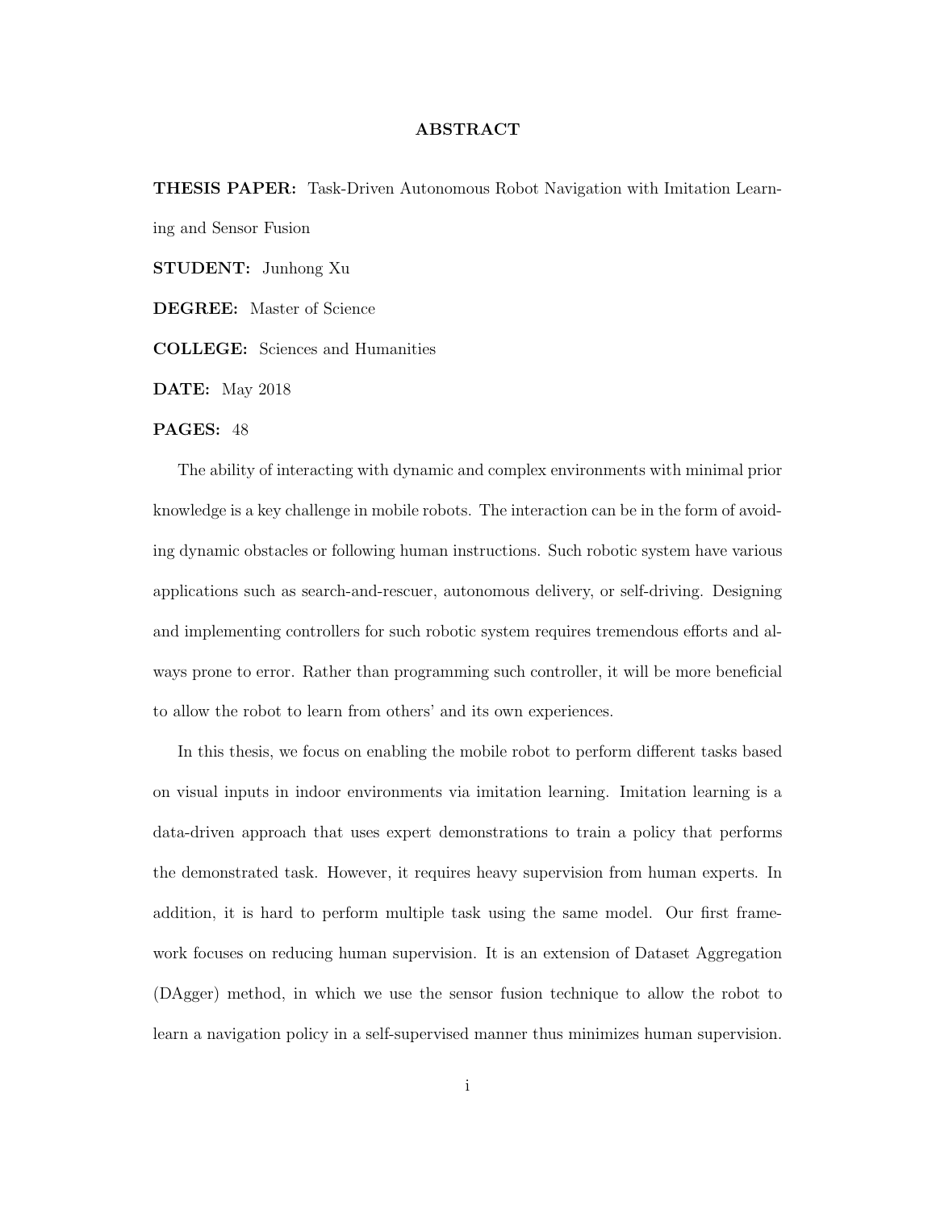# ABSTRACT

**THESIS PAPER:** Task-Driven Autonomous Robot Navigation with Imitation Learning and Sensor Fusion

**STUDENT:** Junhong Xu

**DEGREE:** Master of Science

**COLLEGE:** Sciences and Humanities

**DATE:** May 2018

**PAGES:** 48

The ability of interacting with dynamic and complex environments with minimal prior knowledge is a key challenge in mobile robots. The interaction can be in the form of avoiding dynamic obstacles or following human instructions. Such robotic system have various applications such as search-and-rescuer, autonomous delivery, or self-driving. Designing and implementing controllers for such robotic system requires tremendous efforts and always prone to error. Rather than programming such controller, it will be more beneficial to allow the robot to learn from others' and its own experiences.

In this thesis, we focus on enabling the mobile robot to perform different tasks based on visual inputs in indoor environments via imitation learning. Imitation learning is a data-driven approach that uses expert demonstrations to train a policy that performs the demonstrated task. However, it requires heavy supervision from human experts. In addition, it is hard to perform multiple task using the same model. Our first framework focuses on reducing human supervision. It is an extension of Dataset Aggregation (DAgger) method, in which we use the sensor fusion technique to allow the robot to learn a navigation policy in a self-supervised manner thus minimizes human supervision.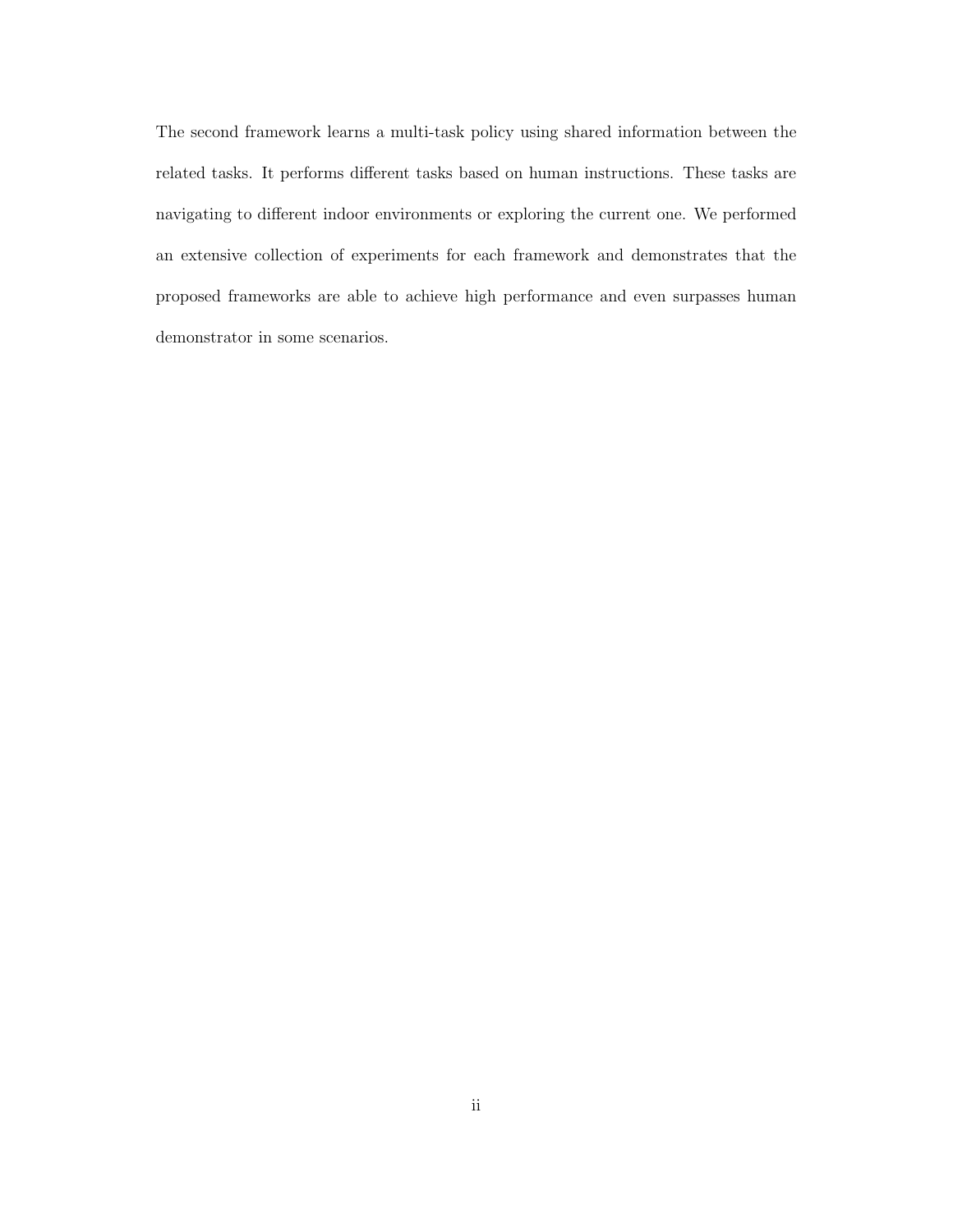The second framework learns a multi-task policy using shared information between the related tasks. It performs different tasks based on human instructions. These tasks are navigating to different indoor environments or exploring the current one. We performed an extensive collection of experiments for each framework and demonstrates that the proposed frameworks are able to achieve high performance and even surpasses human demonstrator in some scenarios.